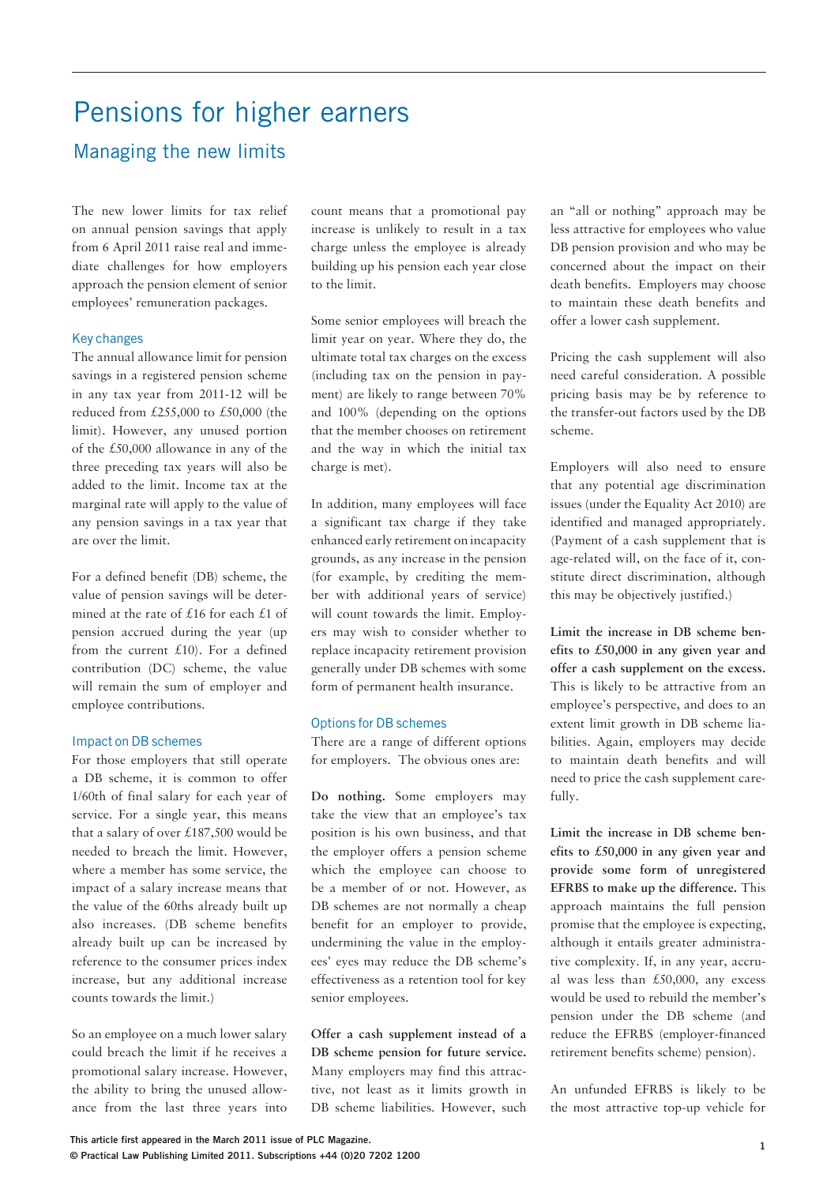# Pensions for higher earners

## Managing the new limits

The new lower limits for tax relief on annual pension savings that apply from 6 April 2011 raise real and immediate challenges for how employers approach the pension element of senior employees' remuneration packages.

### Key changes

The annual allowance limit for pension savings in a registered pension scheme in any tax year from 2011-12 will be reduced from £255,000 to £50,000 (the limit). However, any unused portion of the £50,000 allowance in any of the three preceding tax years will also be added to the limit. Income tax at the marginal rate will apply to the value of any pension savings in a tax year that are over the limit.

For a defined benefit (DB) scheme, the value of pension savings will be determined at the rate of £16 for each £1 of pension accrued during the year (up from the current £10). For a defined contribution (DC) scheme, the value will remain the sum of employer and employee contributions.

### Impact on DB schemes

For those employers that still operate a DB scheme, it is common to offer 1/60th of final salary for each year of service. For a single year, this means that a salary of over £187,500 would be needed to breach the limit. However, where a member has some service, the impact of a salary increase means that the value of the 60ths already built up also increases. (DB scheme benefits already built up can be increased by reference to the consumer prices index increase, but any additional increase counts towards the limit.)

So an employee on a much lower salary could breach the limit if he receives a promotional salary increase. However, the ability to bring the unused allowance from the last three years into count means that a promotional pay increase is unlikely to result in a tax charge unless the employee is already building up his pension each year close to the limit.

Some senior employees will breach the limit year on year. Where they do, the ultimate total tax charges on the excess (including tax on the pension in payment) are likely to range between 70% and 100% (depending on the options that the member chooses on retirement and the way in which the initial tax charge is met).

In addition, many employees will face a significant tax charge if they take enhanced early retirement on incapacity grounds, as any increase in the pension (for example, by crediting the member with additional years of service) will count towards the limit. Employers may wish to consider whether to replace incapacity retirement provision generally under DB schemes with some form of permanent health insurance.

### Options for DB schemes

There are a range of different options for employers. The obvious ones are:

**Do nothing.** Some employers may take the view that an employee's tax position is his own business, and that the employer offers a pension scheme which the employee can choose to be a member of or not. However, as DB schemes are not normally a cheap benefit for an employer to provide, undermining the value in the employees' eyes may reduce the DB scheme's effectiveness as a retention tool for key senior employees.

**Offer a cash supplement instead of a DB scheme pension for future service.** Many employers may find this attractive, not least as it limits growth in DB scheme liabilities. However, such an "all or nothing" approach may be less attractive for employees who value DB pension provision and who may be concerned about the impact on their death benefits. Employers may choose to maintain these death benefits and offer a lower cash supplement.

Pricing the cash supplement will also need careful consideration. A possible pricing basis may be by reference to the transfer-out factors used by the DB scheme.

Employers will also need to ensure that any potential age discrimination issues (under the Equality Act 2010) are identified and managed appropriately. (Payment of a cash supplement that is age-related will, on the face of it, constitute direct discrimination, although this may be objectively justified.)

**Limit the increase in DB scheme benefits to £50,000 in any given year and offer a cash supplement on the excess.** This is likely to be attractive from an employee's perspective, and does to an extent limit growth in DB scheme liabilities. Again, employers may decide to maintain death benefits and will need to price the cash supplement carefully.

**Limit the increase in DB scheme benefits to £50,000 in any given year and provide some form of unregistered EFRBS to make up the difference.** This approach maintains the full pension promise that the employee is expecting, although it entails greater administrative complexity. If, in any year, accrual was less than £50,000, any excess would be used to rebuild the member's pension under the DB scheme (and reduce the EFRBS (employer-financed retirement benefits scheme) pension).

An unfunded EFRBS is likely to be the most attractive top-up vehicle for

This article first appeared in the March 2011 issue of PLC Magazine.
© Practical Law Publishing Limited 2011. Subscriptions +44 (0)20 7202 1200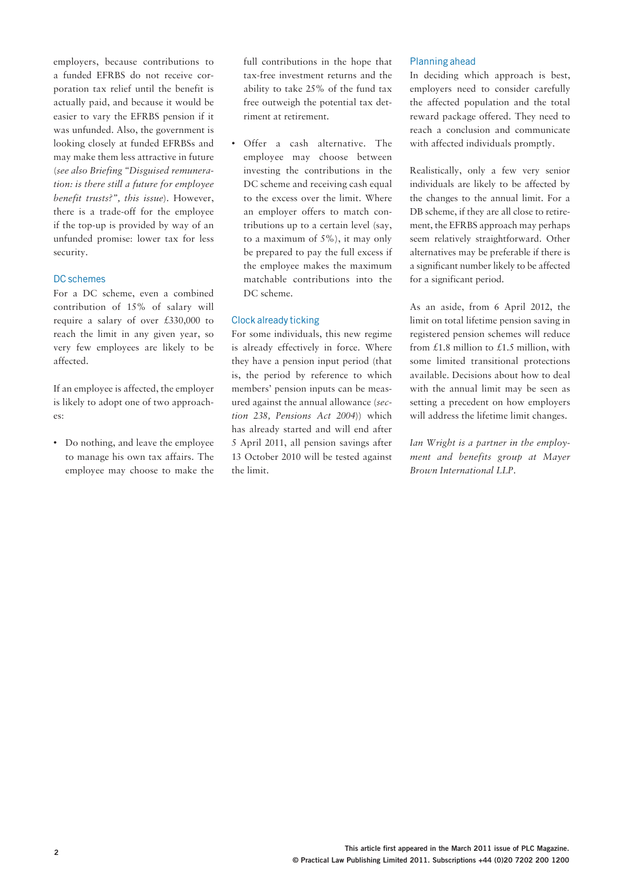employers, because contributions to a funded EFRBS do not receive corporation tax relief until the benefit is actually paid, and because it would be easier to vary the EFRBS pension if it was unfunded. Also, the government is looking closely at funded EFRBSs and may make them less attractive in future (*see also Briefing "Disguised remuneration: is there still a future for employee benefit trusts?", this issue*). However, there is a trade-off for the employee if the top-up is provided by way of an unfunded promise: lower tax for less security.

### DC schemes

For a DC scheme, even a combined contribution of 15% of salary will require a salary of over £330,000 to reach the limit in any given year, so very few employees are likely to be affected.

If an employee is affected, the employer is likely to adopt one of two approaches:

- Do nothing, and leave the employee to manage his own tax affairs. The employee may choose to make the full contributions in the hope that tax-free investment returns and the ability to take 25% of the fund tax free outweigh the potential tax detriment at retirement.
- Offer a cash alternative. The employee may choose between investing the contributions in the DC scheme and receiving cash equal to the excess over the limit. Where an employer offers to match contributions up to a certain level (say, to a maximum of 5%), it may only be prepared to pay the full excess if the employee makes the maximum matchable contributions into the DC scheme.

### Clock already ticking

For some individuals, this new regime is already effectively in force. Where they have a pension input period (that is, the period by reference to which members' pension inputs can be measured against the annual allowance (*section 238, Pensions Act 2004*)) which has already started and will end after 5 April 2011, all pension savings after 13 October 2010 will be tested against the limit.

### Planning ahead

In deciding which approach is best, employers need to consider carefully the affected population and the total reward package offered. They need to reach a conclusion and communicate with affected individuals promptly.

Realistically, only a few very senior individuals are likely to be affected by the changes to the annual limit. For a DB scheme, if they are all close to retirement, the EFRBS approach may perhaps seem relatively straightforward. Other alternatives may be preferable if there is a significant number likely to be affected for a significant period.

As an aside, from 6 April 2012, the limit on total lifetime pension saving in registered pension schemes will reduce from £1.8 million to £1.5 million, with some limited transitional protections available. Decisions about how to deal with the annual limit may be seen as setting a precedent on how employers will address the lifetime limit changes.

*Ian Wright is a partner in the employment and benefits group at Mayer Brown International LLP.*

This article first appeared in the March 2011 issue of PLC Magazine.
© Practical Law Publishing Limited 2011. Subscriptions +44 (0)20 7202 200 1200